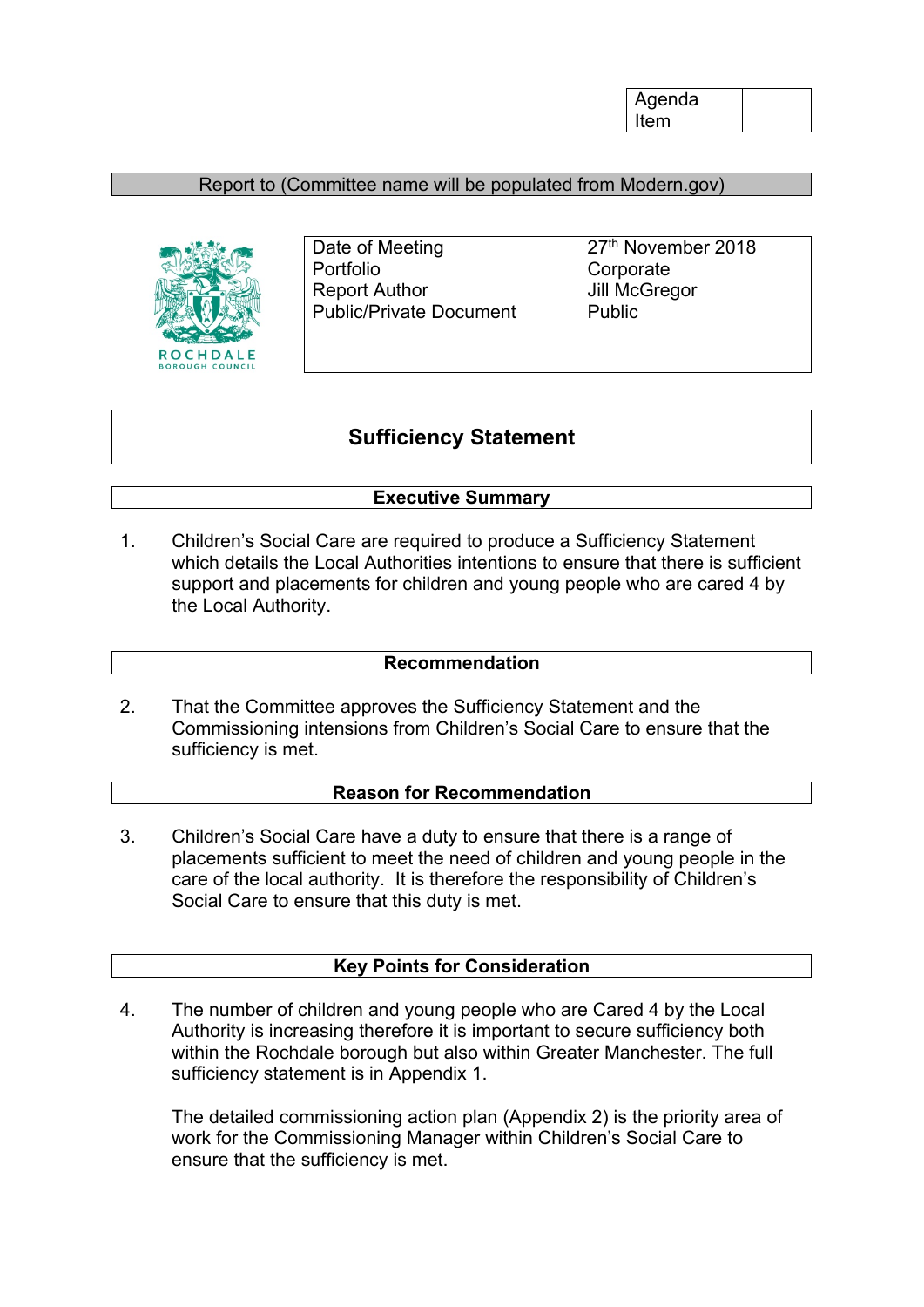| Agenda Item | |
|---|---|

Report to (Committee name will be populated from Modern.gov)

ROCHDALE BOROUGH COUNCIL

| | |
|---|---|
| Date of Meeting | 27th November 2018 |
| Portfolio | Corporate |
| Report Author | Jill McGregor |
| Public/Private Document | Public |

# Sufficiency Statement

## Executive Summary

1. Children's Social Care are required to produce a Sufficiency Statement which details the Local Authorities intentions to ensure that there is sufficient support and placements for children and young people who are cared 4 by the Local Authority.

## Recommendation

2. That the Committee approves the Sufficiency Statement and the Commissioning intensions from Children's Social Care to ensure that the sufficiency is met.

## Reason for Recommendation

3. Children's Social Care have a duty to ensure that there is a range of placements sufficient to meet the need of children and young people in the care of the local authority. It is therefore the responsibility of Children's Social Care to ensure that this duty is met.

## Key Points for Consideration

4. The number of children and young people who are Cared 4 by the Local Authority is increasing therefore it is important to secure sufficiency both within the Rochdale borough but also within Greater Manchester. The full sufficiency statement is in Appendix 1.

   The detailed commissioning action plan (Appendix 2) is the priority area of work for the Commissioning Manager within Children's Social Care to ensure that the sufficiency is met.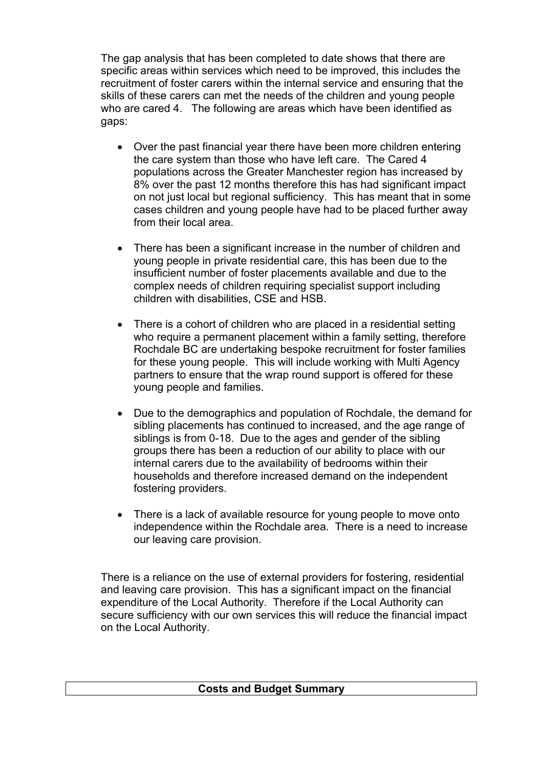The gap analysis that has been completed to date shows that there are specific areas within services which need to be improved, this includes the recruitment of foster carers within the internal service and ensuring that the skills of these carers can met the needs of the children and young people who are cared 4. The following are areas which have been identified as gaps:

- Over the past financial year there have been more children entering the care system than those who have left care. The Cared 4 populations across the Greater Manchester region has increased by 8% over the past 12 months therefore this has had significant impact on not just local but regional sufficiency. This has meant that in some cases children and young people have had to be placed further away from their local area.

- There has been a significant increase in the number of children and young people in private residential care, this has been due to the insufficient number of foster placements available and due to the complex needs of children requiring specialist support including children with disabilities, CSE and HSB.

- There is a cohort of children who are placed in a residential setting who require a permanent placement within a family setting, therefore Rochdale BC are undertaking bespoke recruitment for foster families for these young people. This will include working with Multi Agency partners to ensure that the wrap round support is offered for these young people and families.

- Due to the demographics and population of Rochdale, the demand for sibling placements has continued to increased, and the age range of siblings is from 0-18. Due to the ages and gender of the sibling groups there has been a reduction of our ability to place with our internal carers due to the availability of bedrooms within their households and therefore increased demand on the independent fostering providers.

- There is a lack of available resource for young people to move onto independence within the Rochdale area. There is a need to increase our leaving care provision.

There is a reliance on the use of external providers for fostering, residential and leaving care provision. This has a significant impact on the financial expenditure of the Local Authority. Therefore if the Local Authority can secure sufficiency with our own services this will reduce the financial impact on the Local Authority.

**Costs and Budget Summary**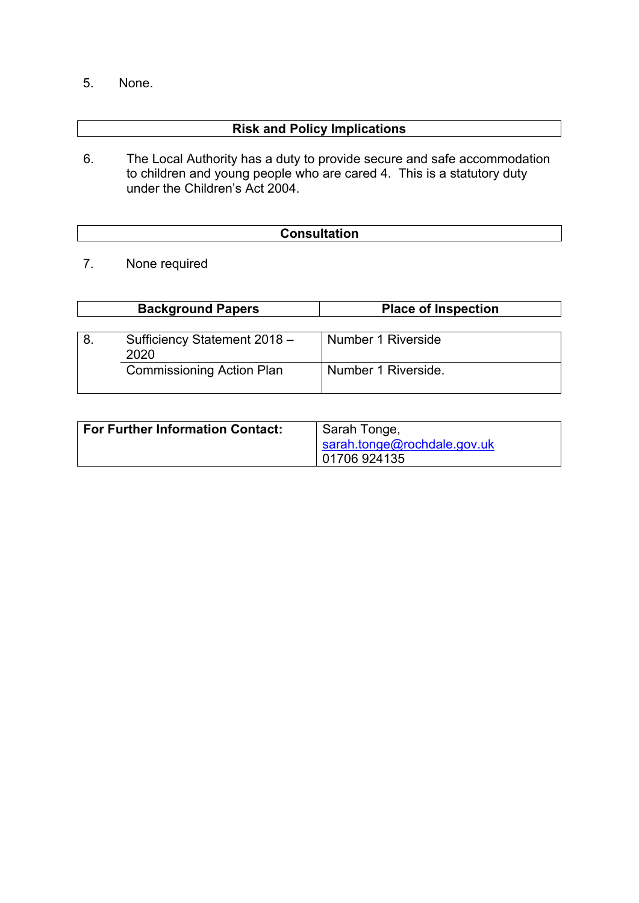5. None.

## Risk and Policy Implications

6. The Local Authority has a duty to provide secure and safe accommodation to children and young people who are cared 4. This is a statutory duty under the Children's Act 2004.

## Consultation

7. None required

| | Background Papers | Place of Inspection |
|---|---|---|
| 8. | Sufficiency Statement 2018 – 2020 | Number 1 Riverside |
| | Commissioning Action Plan | Number 1 Riverside. |

| | |
|---|---|
| **For Further Information Contact:** | Sarah Tonge, sarah.tonge@rochdale.gov.uk 01706 924135 |